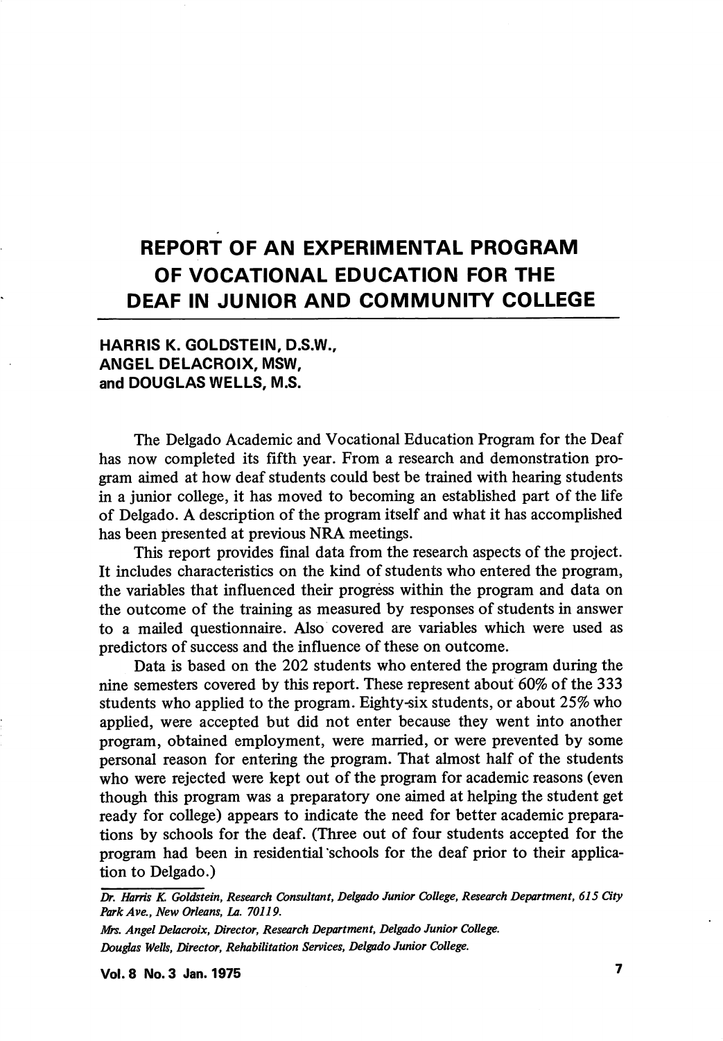# REPORT OF AN EXPERIMENTAL PROGRAM OF VOCATIONAL EDUCATION FOR THE DEAF IN JUNIOR AND COMMUNITY COLLEGE

**HARRIS K. GOLDSTEIN, D.S.W., ANGEL DELACROIX, MSW, and DOUGLAS WELLS, M.S.**

The Delgado Academic and Vocational Education Program for the Deaf has now completed its fifth year. From a research and demonstration program aimed at how deaf students could best be trained with hearing students in a junior college, it has moved to becoming an established part of the life of Delgado. A description of the program itself and what it has accomplished has been presented at previous NRA meetings.

This report provides final data from the research aspects of the project. It includes characteristics on the kind of students who entered the program, the variables that influenced their progress within the program and data on the outcome of the training as measured by responses of students in answer to a mailed questionnaire. Also covered are variables which were used as predictors of success and the influence of these on outcome.

Data is based on the 202 students who entered the program during the nine semesters covered by this report. These represent about 60% of the 333 students who applied to the program. Eighty-six students, or about 25% who applied, were accepted but did not enter because they went into another program, obtained employment, were married, or were prevented by some personal reason for entering the program. That almost half of the students who were rejected were kept out of the program for academic reasons (even though this program was a preparatory one aimed at helping the student get ready for college) appears to indicate the need for better academic preparations by schools for the deaf. (Three out of four students accepted for the program had been in residential schools for the deaf prior to their application to Delgado.)

---

*Dr. Harris K. Goldstein, Research Consultant, Delgado Junior College, Research Department, 615 City Park Ave., New Orleans, La. 70119.*

*Mrs. Angel Delacroix, Director, Research Department, Delgado Junior College.*

*Douglas Wells, Director, Rehabilitation Services, Delgado Junior College.*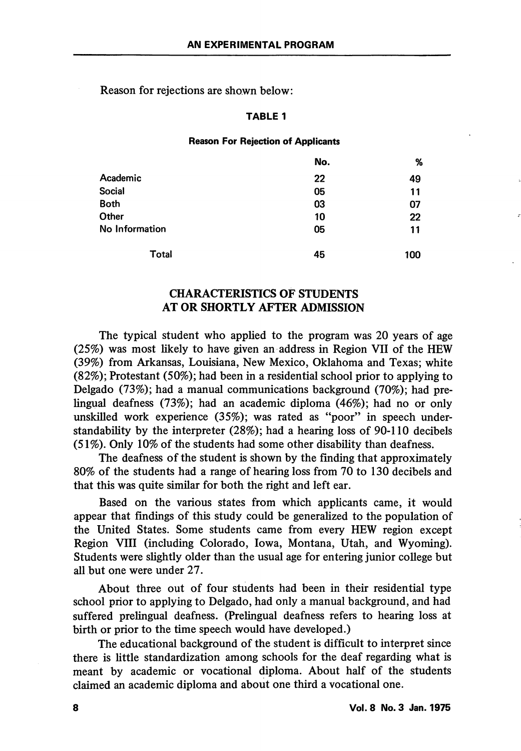Reason for rejections are shown below:

**TABLE 1**

**Reason For Rejection of Applicants**

| | No. | % |
|---|---|---|
| Academic | 22 | 49 |
| Social | 05 | 11 |
| Both | 03 | 07 |
| Other | 10 | 22 |
| No Information | 05 | 11 |
| Total | 45 | 100 |

## CHARACTERISTICS OF STUDENTS AT OR SHORTLY AFTER ADMISSION

The typical student who applied to the program was 20 years of age (25%) was most likely to have given an address in Region VII of the HEW (39%) from Arkansas, Louisiana, New Mexico, Oklahoma and Texas; white (82%); Protestant (50%); had been in a residential school prior to applying to Delgado (73%); had a manual communications background (70%); had prelingual deafness (73%); had an academic diploma (46%); had no or only unskilled work experience (35%); was rated as "poor" in speech understandability by the interpreter (28%); had a hearing loss of 90-110 decibels (51%). Only 10% of the students had some other disability than deafness.

The deafness of the student is shown by the finding that approximately 80% of the students had a range of hearing loss from 70 to 130 decibels and that this was quite similar for both the right and left ear.

Based on the various states from which applicants came, it would appear that findings of this study could be generalized to the population of the United States. Some students came from every HEW region except Region VIII (including Colorado, Iowa, Montana, Utah, and Wyoming). Students were slightly older than the usual age for entering junior college but all but one were under 27.

About three out of four students had been in their residential type school prior to applying to Delgado, had only a manual background, and had suffered prelingual deafness. (Prelingual deafness refers to hearing loss at birth or prior to the time speech would have developed.)

The educational background of the student is difficult to interpret since there is little standardization among schools for the deaf regarding what is meant by academic or vocational diploma. About half of the students claimed an academic diploma and about one third a vocational one.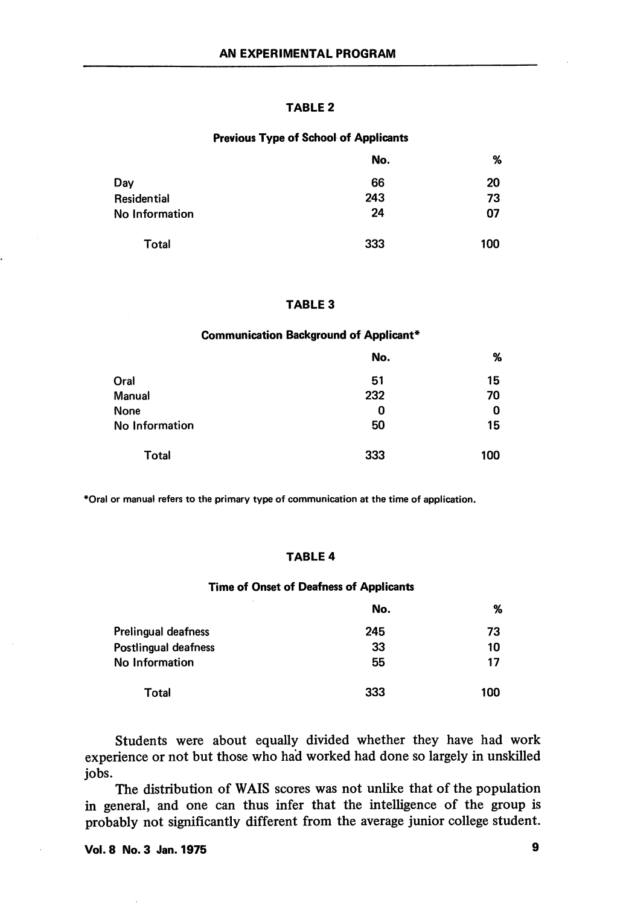**TABLE 2**

**Previous Type of School of Applicants**

| | No. | % |
|---|---|---|
| Day | 66 | 20 |
| Residential | 243 | 73 |
| No Information | 24 | 07 |
| Total | 333 | 100 |

**TABLE 3**

**Communication Background of Applicant***

| | No. | % |
|---|---|---|
| Oral | 51 | 15 |
| Manual | 232 | 70 |
| None | 0 | 0 |
| No Information | 50 | 15 |
| Total | 333 | 100 |

*Oral or manual refers to the primary type of communication at the time of application.

**TABLE 4**

**Time of Onset of Deafness of Applicants**

| | No. | % |
|---|---|---|
| Prelingual deafness | 245 | 73 |
| Postlingual deafness | 33 | 10 |
| No Information | 55 | 17 |
| Total | 333 | 100 |

Students were about equally divided whether they have had work experience or not but those who had worked had done so largely in unskilled jobs.

The distribution of WAIS scores was not unlike that of the population in general, and one can thus infer that the intelligence of the group is probably not significantly different from the average junior college student.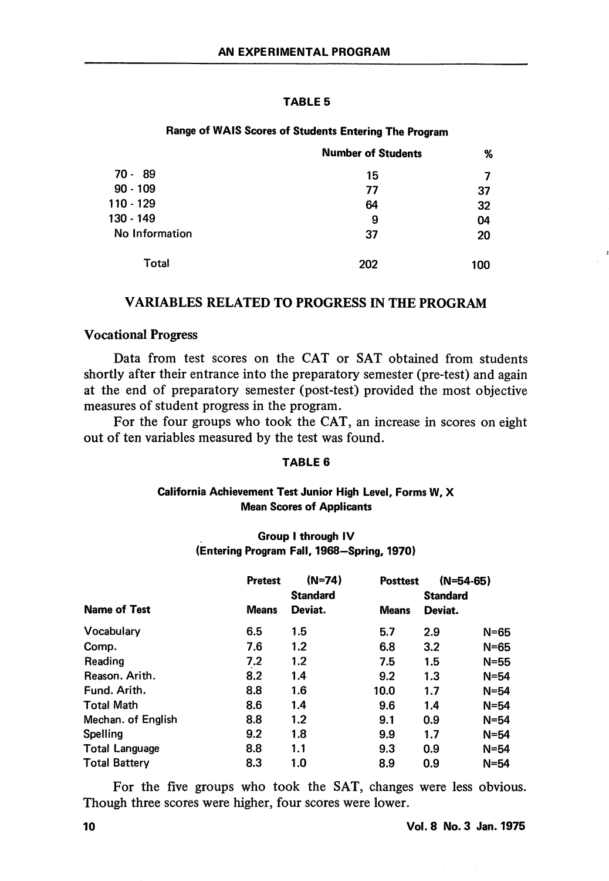**TABLE 5**

**Range of WAIS Scores of Students Entering The Program**

| | Number of Students | % |
|---|---|---|
| 70 - 89 | 15 | 7 |
| 90 - 109 | 77 | 37 |
| 110 - 129 | 64 | 32 |
| 130 - 149 | 9 | 04 |
| No Information | 37 | 20 |
| Total | 202 | 100 |

## VARIABLES RELATED TO PROGRESS IN THE PROGRAM

### Vocational Progress

Data from test scores on the CAT or SAT obtained from students shortly after their entrance into the preparatory semester (pre-test) and again at the end of preparatory semester (post-test) provided the most objective measures of student progress in the program.

For the four groups who took the CAT, an increase in scores on eight out of ten variables measured by the test was found.

**TABLE 6**

**California Achievement Test Junior High Level, Forms W, X**
**Mean Scores of Applicants**

**Group I through IV**
**(Entering Program Fall, 1968—Spring, 1970)**

| | Pretest | (N=74) | Posttest | (N=54-65) | |
|---|---|---|---|---|---|
| Name of Test | Means | Standard Deviat. | Means | Standard Deviat. | |
| Vocabulary | 6.5 | 1.5 | 5.7 | 2.9 | N=65 |
| Comp. | 7.6 | 1.2 | 6.8 | 3.2 | N=65 |
| Reading | 7.2 | 1.2 | 7.5 | 1.5 | N=55 |
| Reason. Arith. | 8.2 | 1.4 | 9.2 | 1.3 | N=54 |
| Fund. Arith. | 8.8 | 1.6 | 10.0 | 1.7 | N=54 |
| Total Math | 8.6 | 1.4 | 9.6 | 1.4 | N=54 |
| Mechan. of English | 8.8 | 1.2 | 9.1 | 0.9 | N=54 |
| Spelling | 9.2 | 1.8 | 9.9 | 1.7 | N=54 |
| Total Language | 8.8 | 1.1 | 9.3 | 0.9 | N=54 |
| Total Battery | 8.3 | 1.0 | 8.9 | 0.9 | N=54 |

For the five groups who took the SAT, changes were less obvious. Though three scores were higher, four scores were lower.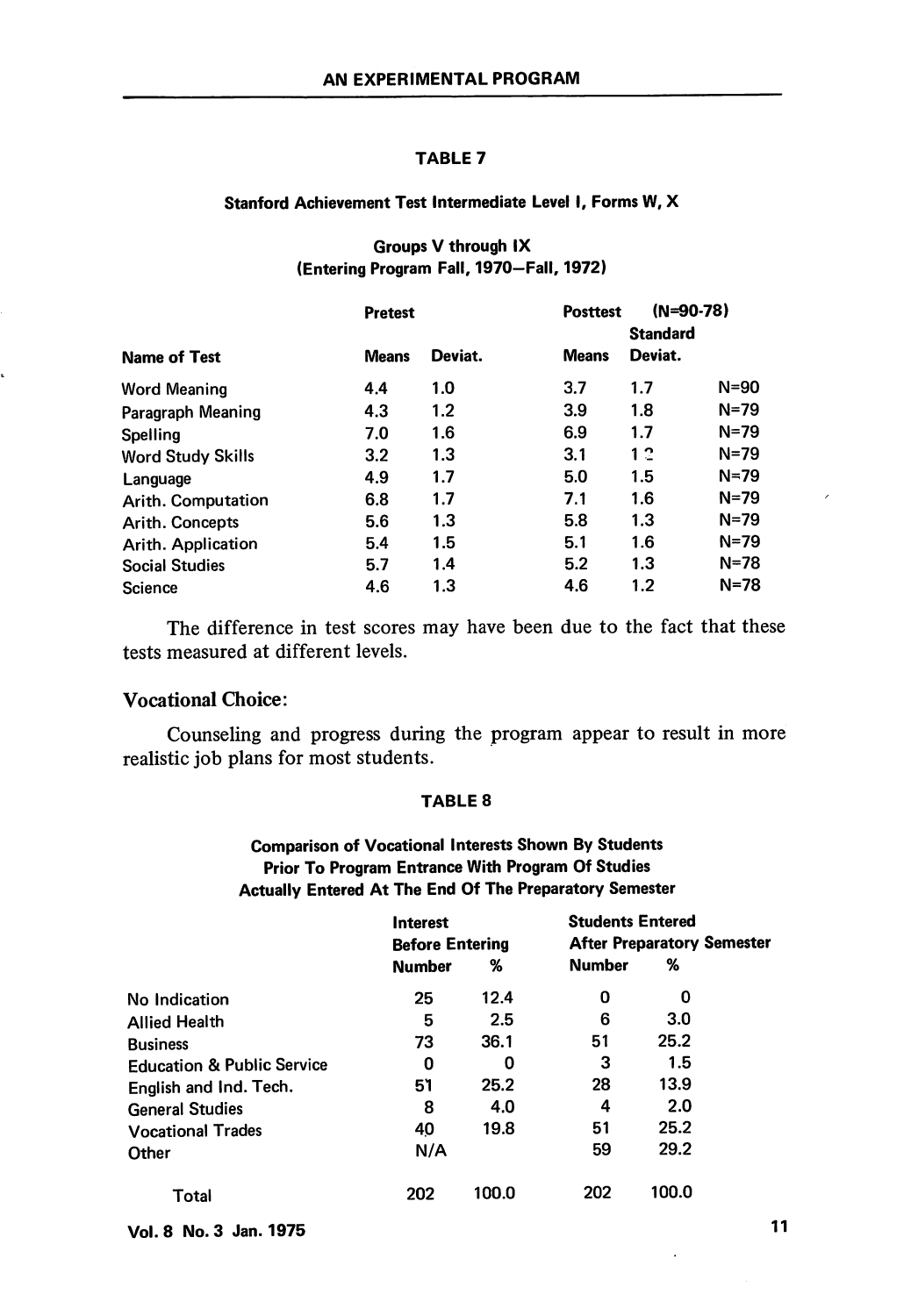#### TABLE 7

**Stanford Achievement Test Intermediate Level I, Forms W, X**

**Groups V through IX**
**(Entering Program Fall, 1970—Fall, 1972)**

| Name of Test | Pretest Means | Pretest Deviat. | Posttest (N=90-78) Means | Standard Deviat. | |
|---|---|---|---|---|---|
| Word Meaning | 4.4 | 1.0 | 3.7 | 1.7 | N=90 |
| Paragraph Meaning | 4.3 | 1.2 | 3.9 | 1.8 | N=79 |
| Spelling | 7.0 | 1.6 | 6.9 | 1.7 | N=79 |
| Word Study Skills | 3.2 | 1.3 | 3.1 | 1.2 | N=79 |
| Language | 4.9 | 1.7 | 5.0 | 1.5 | N=79 |
| Arith. Computation | 6.8 | 1.7 | 7.1 | 1.6 | N=79 |
| Arith. Concepts | 5.6 | 1.3 | 5.8 | 1.3 | N=79 |
| Arith. Application | 5.4 | 1.5 | 5.1 | 1.6 | N=79 |
| Social Studies | 5.7 | 1.4 | 5.2 | 1.3 | N=78 |
| Science | 4.6 | 1.3 | 4.6 | 1.2 | N=78 |

The difference in test scores may have been due to the fact that these tests measured at different levels.

### Vocational Choice:

Counseling and progress during the program appear to result in more realistic job plans for most students.

#### TABLE 8

**Comparison of Vocational Interests Shown By Students Prior To Program Entrance With Program Of Studies Actually Entered At The End Of The Preparatory Semester**

| | Interest Before Entering Number | % | Students Entered After Preparatory Semester Number | % |
|---|---|---|---|---|
| No Indication | 25 | 12.4 | 0 | 0 |
| Allied Health | 5 | 2.5 | 6 | 3.0 |
| Business | 73 | 36.1 | 51 | 25.2 |
| Education & Public Service | 0 | 0 | 3 | 1.5 |
| English and Ind. Tech. | 51 | 25.2 | 28 | 13.9 |
| General Studies | 8 | 4.0 | 4 | 2.0 |
| Vocational Trades | 40 | 19.8 | 51 | 25.2 |
| Other | N/A | | 59 | 29.2 |
| Total | 202 | 100.0 | 202 | 100.0 |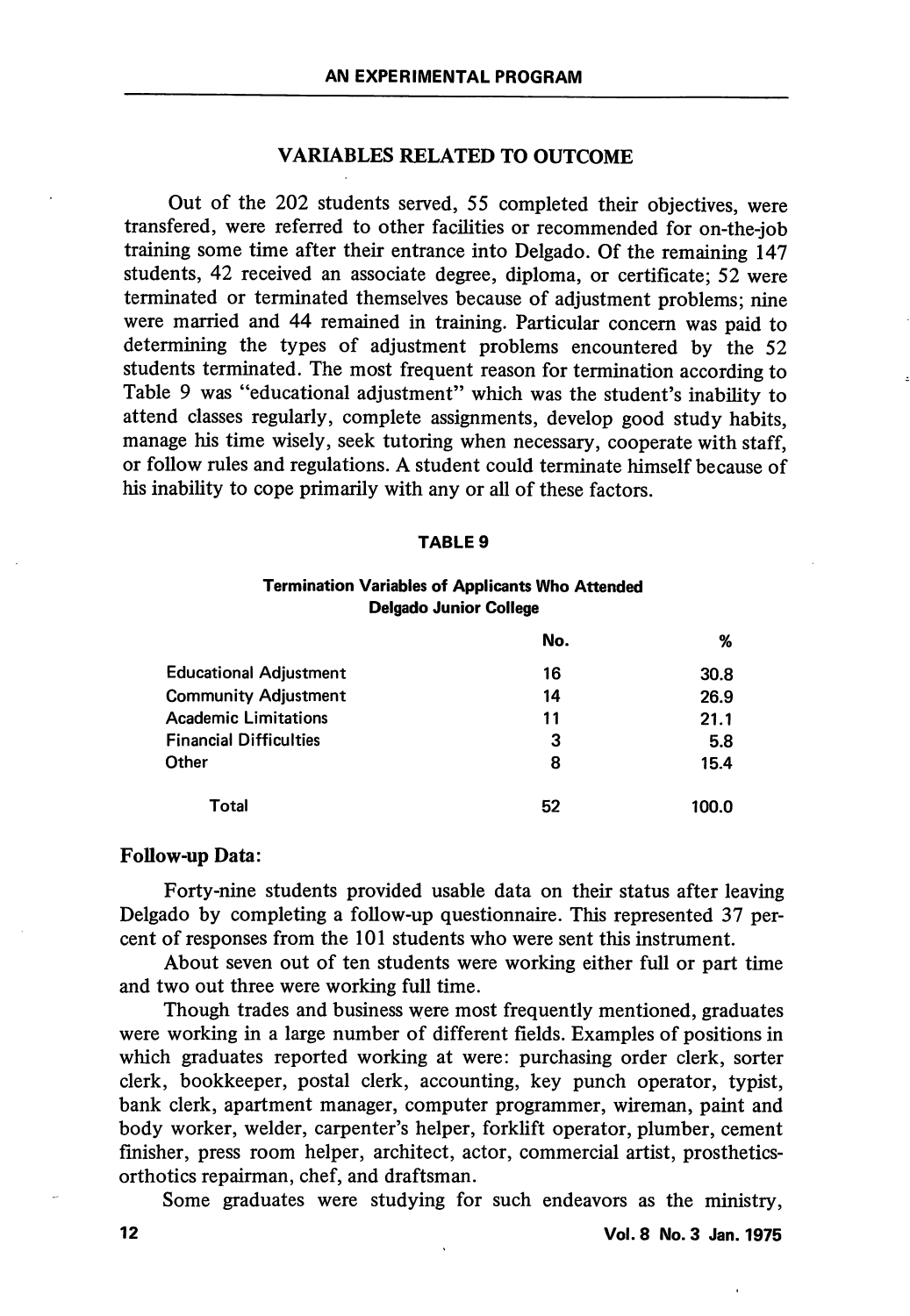## VARIABLES RELATED TO OUTCOME

Out of the 202 students served, 55 completed their objectives, were transfered, were referred to other facilities or recommended for on-the-job training some time after their entrance into Delgado. Of the remaining 147 students, 42 received an associate degree, diploma, or certificate; 52 were terminated or terminated themselves because of adjustment problems; nine were married and 44 remained in training. Particular concern was paid to determining the types of adjustment problems encountered by the 52 students terminated. The most frequent reason for termination according to Table 9 was "educational adjustment" which was the student's inability to attend classes regularly, complete assignments, develop good study habits, manage his time wisely, seek tutoring when necessary, cooperate with staff, or follow rules and regulations. A student could terminate himself because of his inability to cope primarily with any or all of these factors.

**TABLE 9**

**Termination Variables of Applicants Who Attended Delgado Junior College**

| | No. | % |
|---|---|---|
| Educational Adjustment | 16 | 30.8 |
| Community Adjustment | 14 | 26.9 |
| Academic Limitations | 11 | 21.1 |
| Financial Difficulties | 3 | 5.8 |
| Other | 8 | 15.4 |
| Total | 52 | 100.0 |

### Follow-up Data:

Forty-nine students provided usable data on their status after leaving Delgado by completing a follow-up questionnaire. This represented 37 percent of responses from the 101 students who were sent this instrument.

About seven out of ten students were working either full or part time and two out three were working full time.

Though trades and business were most frequently mentioned, graduates were working in a large number of different fields. Examples of positions in which graduates reported working at were: purchasing order clerk, sorter clerk, bookkeeper, postal clerk, accounting, key punch operator, typist, bank clerk, apartment manager, computer programmer, wireman, paint and body worker, welder, carpenter's helper, forklift operator, plumber, cement finisher, press room helper, architect, actor, commercial artist, prosthetics-orthotics repairman, chef, and draftsman.

Some graduates were studying for such endeavors as the ministry,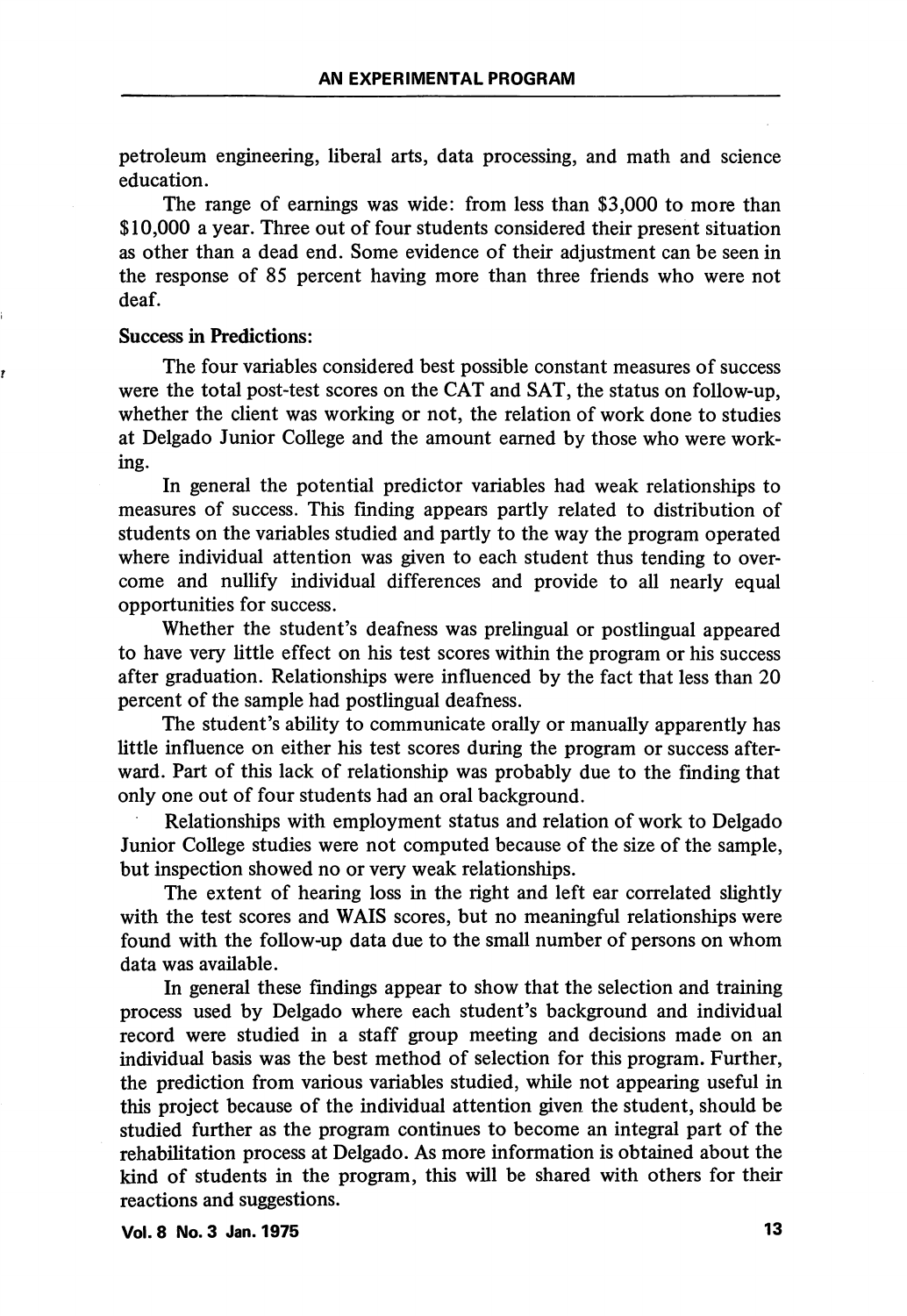petroleum engineering, liberal arts, data processing, and math and science education.

The range of earnings was wide: from less than $3,000 to more than $10,000 a year. Three out of four students considered their present situation as other than a dead end. Some evidence of their adjustment can be seen in the response of 85 percent having more than three friends who were not deaf.

**Success in Predictions:**

The four variables considered best possible constant measures of success were the total post-test scores on the CAT and SAT, the status on follow-up, whether the client was working or not, the relation of work done to studies at Delgado Junior College and the amount earned by those who were working.

In general the potential predictor variables had weak relationships to measures of success. This finding appears partly related to distribution of students on the variables studied and partly to the way the program operated where individual attention was given to each student thus tending to overcome and nullify individual differences and provide to all nearly equal opportunities for success.

Whether the student's deafness was prelingual or postlingual appeared to have very little effect on his test scores within the program or his success after graduation. Relationships were influenced by the fact that less than 20 percent of the sample had postlingual deafness.

The student's ability to communicate orally or manually apparently has little influence on either his test scores during the program or success afterward. Part of this lack of relationship was probably due to the finding that only one out of four students had an oral background.

Relationships with employment status and relation of work to Delgado Junior College studies were not computed because of the size of the sample, but inspection showed no or very weak relationships.

The extent of hearing loss in the right and left ear correlated slightly with the test scores and WAIS scores, but no meaningful relationships were found with the follow-up data due to the small number of persons on whom data was available.

In general these findings appear to show that the selection and training process used by Delgado where each student's background and individual record were studied in a staff group meeting and decisions made on an individual basis was the best method of selection for this program. Further, the prediction from various variables studied, while not appearing useful in this project because of the individual attention given the student, should be studied further as the program continues to become an integral part of the rehabilitation process at Delgado. As more information is obtained about the kind of students in the program, this will be shared with others for their reactions and suggestions.